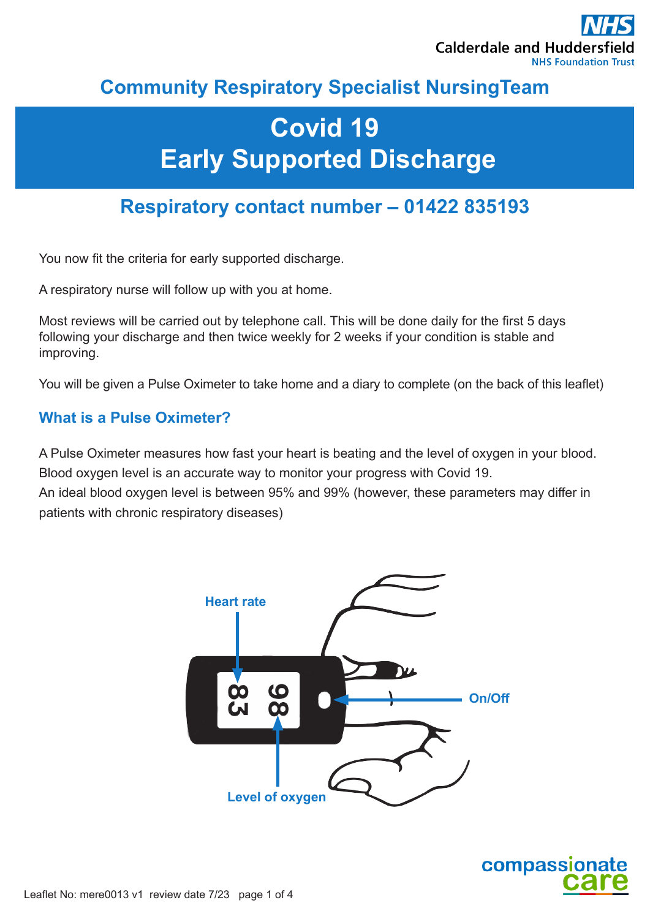Calderdale and Huddersfield NHS Foundation Trust

## Community Respiratory Specialist NursingTeam

# Covid 19 Early Supported Discharge

## Respiratory contact number – 01422 835193

You now fit the criteria for early supported discharge.

A respiratory nurse will follow up with you at home.

Most reviews will be carried out by telephone call. This will be done daily for the first 5 days following your discharge and then twice weekly for 2 weeks if your condition is stable and improving.

You will be given a Pulse Oximeter to take home and a diary to complete (on the back of this leaflet)

### What is a Pulse Oximeter?

A Pulse Oximeter measures how fast your heart is beating and the level of oxygen in your blood. Blood oxygen level is an accurate way to monitor your progress with Covid 19.
An ideal blood oxygen level is between 95% and 99% (however, these parameters may differ in patients with chronic respiratory diseases)

Heart rate

On/Off

Level of oxygen

Leaflet No: mere0013 v1 review date 7/23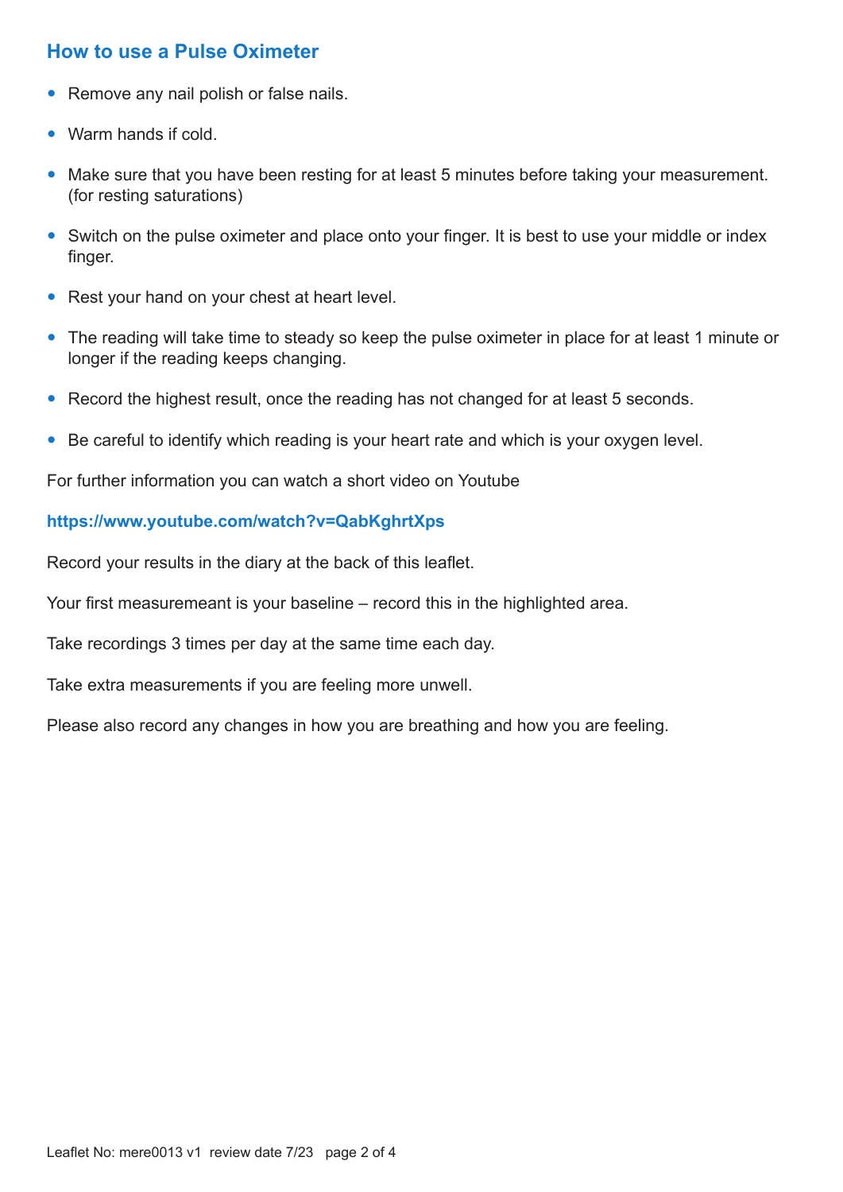## How to use a Pulse Oximeter

- Remove any nail polish or false nails.
- Warm hands if cold.
- Make sure that you have been resting for at least 5 minutes before taking your measurement. (for resting saturations)
- Switch on the pulse oximeter and place onto your finger. It is best to use your middle or index finger.
- Rest your hand on your chest at heart level.
- The reading will take time to steady so keep the pulse oximeter in place for at least 1 minute or longer if the reading keeps changing.
- Record the highest result, once the reading has not changed for at least 5 seconds.
- Be careful to identify which reading is your heart rate and which is your oxygen level.

For further information you can watch a short video on Youtube

**https://www.youtube.com/watch?v=QabKghrtXps**

Record your results in the diary at the back of this leaflet.

Your first measuremeant is your baseline – record this in the highlighted area.

Take recordings 3 times per day at the same time each day.

Take extra measurements if you are feeling more unwell.

Please also record any changes in how you are breathing and how you are feeling.

Leaflet No: mere0013 v1 review date 7/23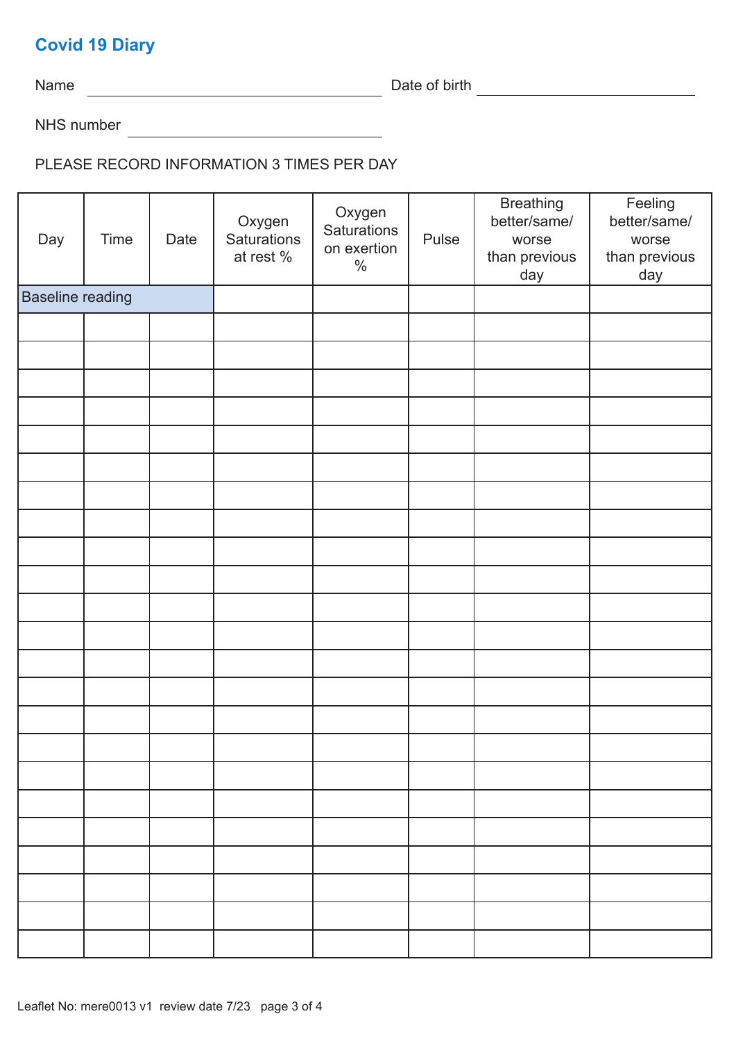## Covid 19 Diary

Name ______________________ Date of birth ______________________

NHS number ______________________

PLEASE RECORD INFORMATION 3 TIMES PER DAY

| Day | Time | Date | Oxygen Saturations at rest % | Oxygen Saturations on exertion % | Pulse | Breathing better/same/ worse than previous day | Feeling better/same/ worse than previous day |
|---|---|---|---|---|---|---|---|
| Baseline reading | | | | | | | |
| | | | | | | | |
| | | | | | | | |
| | | | | | | | |
| | | | | | | | |
| | | | | | | | |
| | | | | | | | |
| | | | | | | | |
| | | | | | | | |
| | | | | | | | |
| | | | | | | | |
| | | | | | | | |
| | | | | | | | |
| | | | | | | | |
| | | | | | | | |
| | | | | | | | |
| | | | | | | | |
| | | | | | | | |
| | | | | | | | |
| | | | | | | | |
| | | | | | | | |
| | | | | | | | |
| | | | | | | | |
| | | | | | | | |

Leaflet No: mere0013 v1 review date 7/23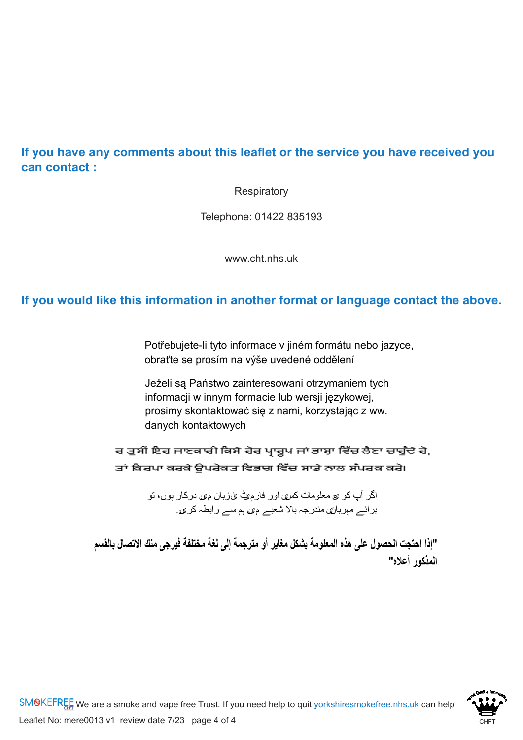**If you have any comments about this leaflet or the service you have received you can contact :**

Respiratory

Telephone: 01422 835193

www.cht.nhs.uk

**If you would like this information in another format or language contact the above.**

Potřebujete-li tyto informace v jiném formátu nebo jazyce, obraťte se prosím na výše uvedené oddělení

Jeżeli są Państwo zainteresowani otrzymaniem tych informacji w innym formacie lub wersji językowej, prosimy skontaktować się z nami, korzystając z ww. danych kontaktowych

ਜੇ ਤੁਸੀਂ ਇਹ ਜਾਣਕਾਰੀ ਕਿਸੇ ਹੋਰ ਪ੍ਰਾਰੂਪ ਜਾਂ ਭਾਸ਼ਾ ਵਿੱਚ ਲੈਣਾ ਚਾਹੁੰਦੇ ਹੋ, ਤਾਂ ਕਿਰਪਾ ਕਰਕੇ ਉਪਰੋਕਤ ਵਿਭਾਗ ਵਿੱਚ ਸਾਡੇ ਨਾਲ ਸੰਪਰਕ ਕਰੋ।

اگر آپ کو یہ معلومات کسی اور فارمیٹ یا زبان میں درکار ہوں، تو براۓ مہربانی مندرجہ بالا شعبے میں ہم سے رابطہ کریں۔

**"إذا احتجت الحصول على هذه المعلومة بشكل مغاير أو مترجمة إلى لغة مختلفة فيرجى منك الاتصال بالقسم المذكور أعلاه"**

SMOKEFREE We are a smoke and vape free Trust. If you need help to quit yorkshiresmokefree.nhs.uk can help

Leaflet No: mere0013 v1 review date 7/23